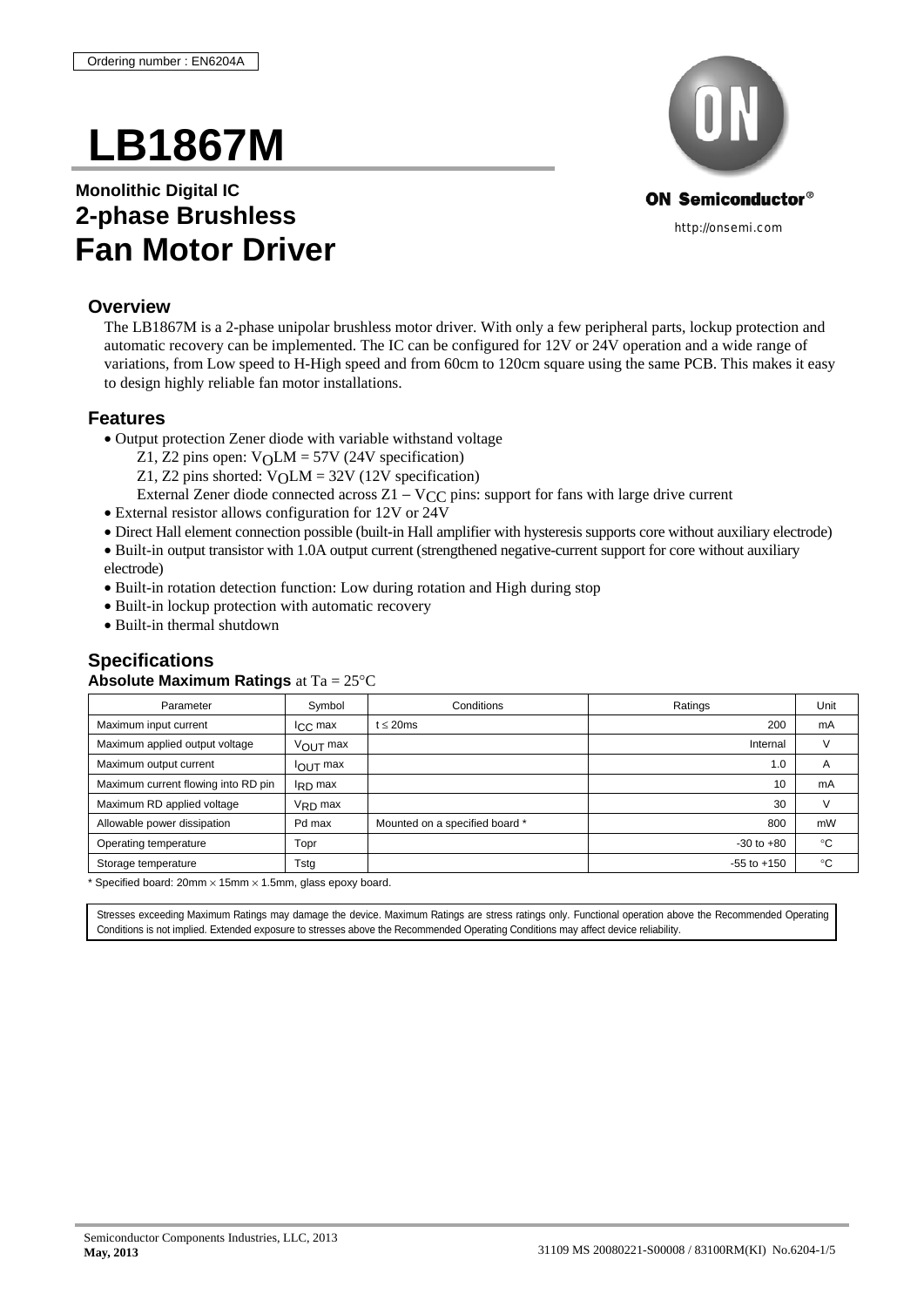Ordering number : EN6204A

# LB1867M

**Monolithic Digital IC**

## 2-phase Brushless Fan Motor Driver

ON Semiconductor®

http://onsemi.com

### Overview

The LB1867M is a 2-phase unipolar brushless motor driver. With only a few peripheral parts, lockup protection and automatic recovery can be implemented. The IC can be configured for 12V or 24V operation and a wide range of variations, from Low speed to H-High speed and from 60cm to 120cm square using the same PCB. This makes it easy to design highly reliable fan motor installations.

### Features

- Output protection Zener diode with variable withstand voltage
  - Z1, Z2 pins open: $V_O LM$ = 57V (24V specification)
  - Z1, Z2 pins shorted: $V_O LM$ = 32V (12V specification)
  - External Zener diode connected across Z1 − $V_{CC}$ pins: support for fans with large drive current
- External resistor allows configuration for 12V or 24V
- Direct Hall element connection possible (built-in Hall amplifier with hysteresis supports core without auxiliary electrode)
- Built-in output transistor with 1.0A output current (strengthened negative-current support for core without auxiliary electrode)
- Built-in rotation detection function: Low during rotation and High during stop
- Built-in lockup protection with automatic recovery
- Built-in thermal shutdown

### Specifications

**Absolute Maximum Ratings** at Ta = 25°C

| Parameter | Symbol | Conditions | Ratings | Unit |
|---|---|---|---|---|
| Maximum input current | $I_{CC}$ max | t ≤ 20ms | 200 | mA |
| Maximum applied output voltage | $V_{OUT}$ max | | Internal | V |
| Maximum output current | $I_{OUT}$ max | | 1.0 | A |
| Maximum current flowing into RD pin | $I_{RD}$ max | | 10 | mA |
| Maximum RD applied voltage | $V_{RD}$ max | | 30 | V |
| Allowable power dissipation | Pd max | Mounted on a specified board * | 800 | mW |
| Operating temperature | Topr | | -30 to +80 | °C |
| Storage temperature | Tstg | | -55 to +150 | °C |

* Specified board: 20mm × 15mm × 1.5mm, glass epoxy board.

Stresses exceeding Maximum Ratings may damage the device. Maximum Ratings are stress ratings only. Functional operation above the Recommended Operating Conditions is not implied. Extended exposure to stresses above the Recommended Operating Conditions may affect device reliability.

Semiconductor Components Industries, LLC, 2013

**May, 2013**

31109 MS 20080221-S00008 / 83100RM(KI) No.6204-1/5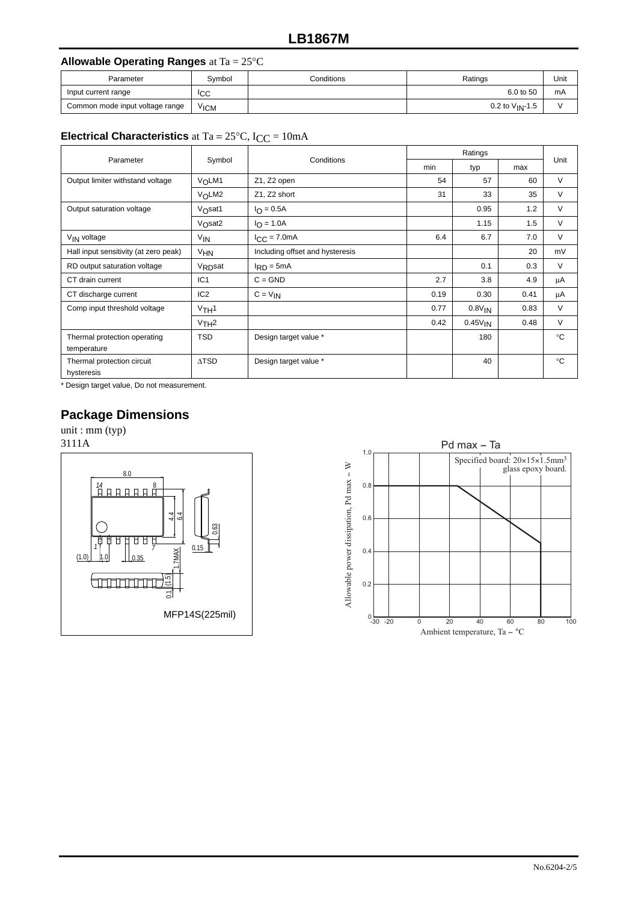## Allowable Operating Ranges at Ta = 25°C

| Parameter | Symbol | Conditions | Ratings | Unit |
|---|---|---|---|---|
| Input current range | $I_{CC}$ | | 6.0 to 50 | mA |
| Common mode input voltage range | $V_{ICM}$ | | 0.2 to $V_{IN}$-1.5 | V |

## Electrical Characteristics at Ta = 25°C, $I_{CC}$ = 10mA

| Parameter | Symbol | Conditions | Ratings | | | Unit |
|---|---|---|---|---|---|---|
| | | | min | typ | max | |
| Output limiter withstand voltage | $V_OLM1$ | Z1, Z2 open | 54 | 57 | 60 | V |
| | $V_OLM2$ | Z1, Z2 short | 31 | 33 | 35 | V |
| Output saturation voltage | $V_Osat1$ | $I_O$ = 0.5A | | 0.95 | 1.2 | V |
| | $V_Osat2$ | $I_O$ = 1.0A | | 1.15 | 1.5 | V |
| $V_{IN}$ voltage | $V_{IN}$ | $I_{CC}$ = 7.0mA | 6.4 | 6.7 | 7.0 | V |
| Hall input sensitivity (at zero peak) | $V_{HN}$ | Including offset and hysteresis | | | 20 | mV |
| RD output saturation voltage | $V_{RD}sat$ | $I_{RD}$ = 5mA | | 0.1 | 0.3 | V |
| CT drain current | IC1 | C = GND | 2.7 | 3.8 | 4.9 | µA |
| CT discharge current | IC2 | C = $V_{IN}$ | 0.19 | 0.30 | 0.41 | µA |
| Comp input threshold voltage | $V_{TH}1$ | | 0.77 | $0.8V_{IN}$ | 0.83 | V |
| | $V_{TH}2$ | | 0.42 | $0.45V_{IN}$ | 0.48 | V |
| Thermal protection operating temperature | TSD | Design target value * | | 180 | | °C |
| Thermal protection circuit hysteresis | ΔTSD | Design target value * | | 40 | | °C |

* Design target value, Do not measurement.

## Package Dimensions

unit : mm (typ)
3111A

MFP14S(225mil)

Pd max – Ta

Specified board: 20×15×1.5mm³ glass epoxy board.

Allowable power dissipation, Pd max – W

Ambient temperature, Ta – °C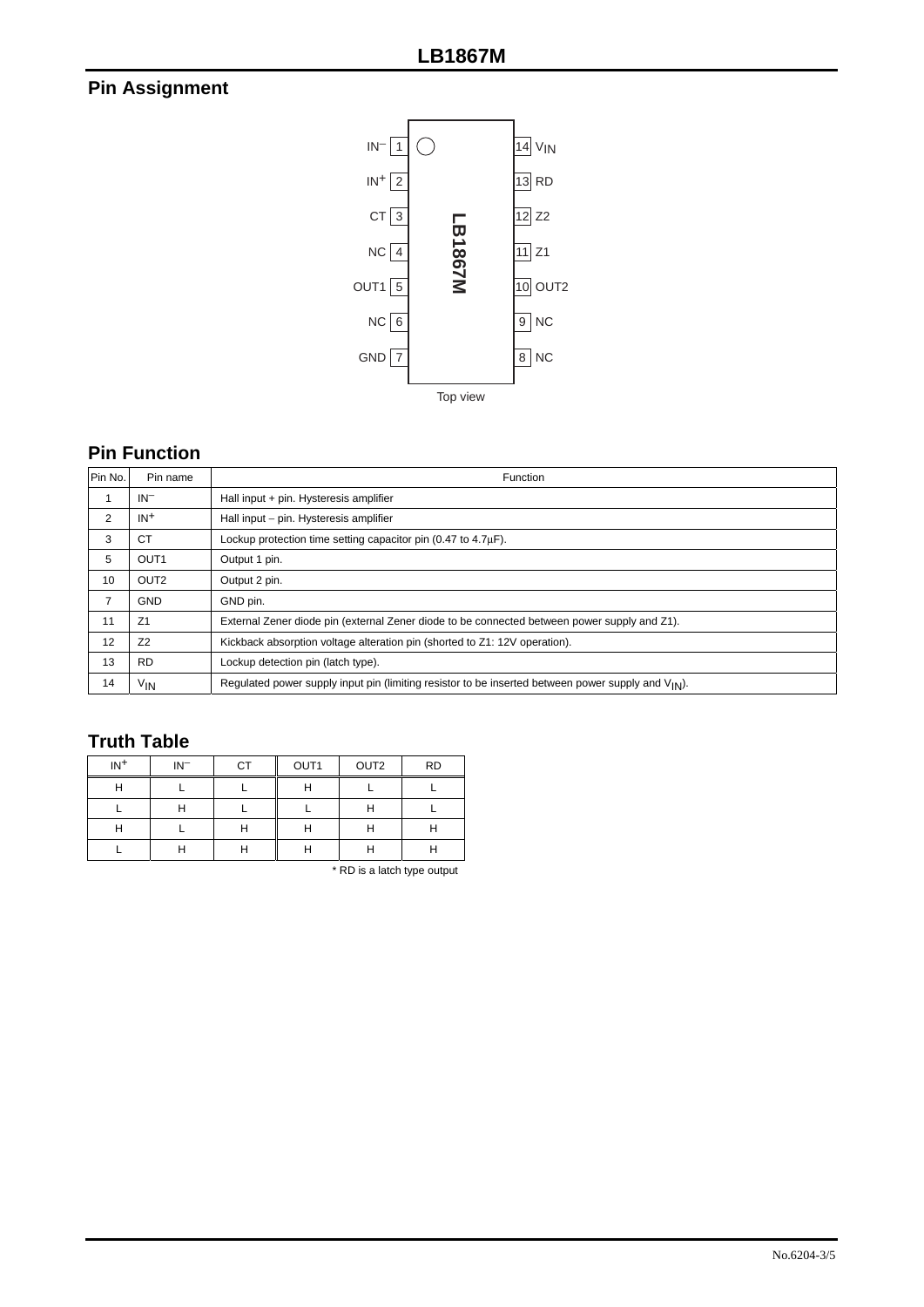## Pin Assignment

| Pin | Name | | Pin | Name |
|---|---|---|---|---|
| 1 | $IN^-$ | | 14 | $V_{IN}$ |
| 2 | $IN^+$ | | 13 | RD |
| 3 | CT | | 12 | Z2 |
| 4 | NC | | 11 | Z1 |
| 5 | OUT1 | | 10 | OUT2 |
| 6 | NC | | 9 | NC |
| 7 | GND | | 8 | NC |

LB1867M

Top view

## Pin Function

| Pin No. | Pin name | Function |
|---|---|---|
| 1 | $IN^-$ | Hall input + pin. Hysteresis amplifier |
| 2 | $IN^+$ | Hall input – pin. Hysteresis amplifier |
| 3 | CT | Lockup protection time setting capacitor pin (0.47 to 4.7μF). |
| 5 | OUT1 | Output 1 pin. |
| 10 | OUT2 | Output 2 pin. |
| 7 | GND | GND pin. |
| 11 | Z1 | External Zener diode pin (external Zener diode to be connected between power supply and Z1). |
| 12 | Z2 | Kickback absorption voltage alteration pin (shorted to Z1: 12V operation). |
| 13 | RD | Lockup detection pin (latch type). |
| 14 | $V_{IN}$ | Regulated power supply input pin (limiting resistor to be inserted between power supply and $V_{IN}$). |

## Truth Table

| $IN^+$ | $IN^-$ | CT | OUT1 | OUT2 | RD |
|---|---|---|---|---|---|
| H | L | L | H | L | L |
| L | H | L | L | H | L |
| H | L | H | H | H | H |
| L | H | H | H | H | H |

* RD is a latch type output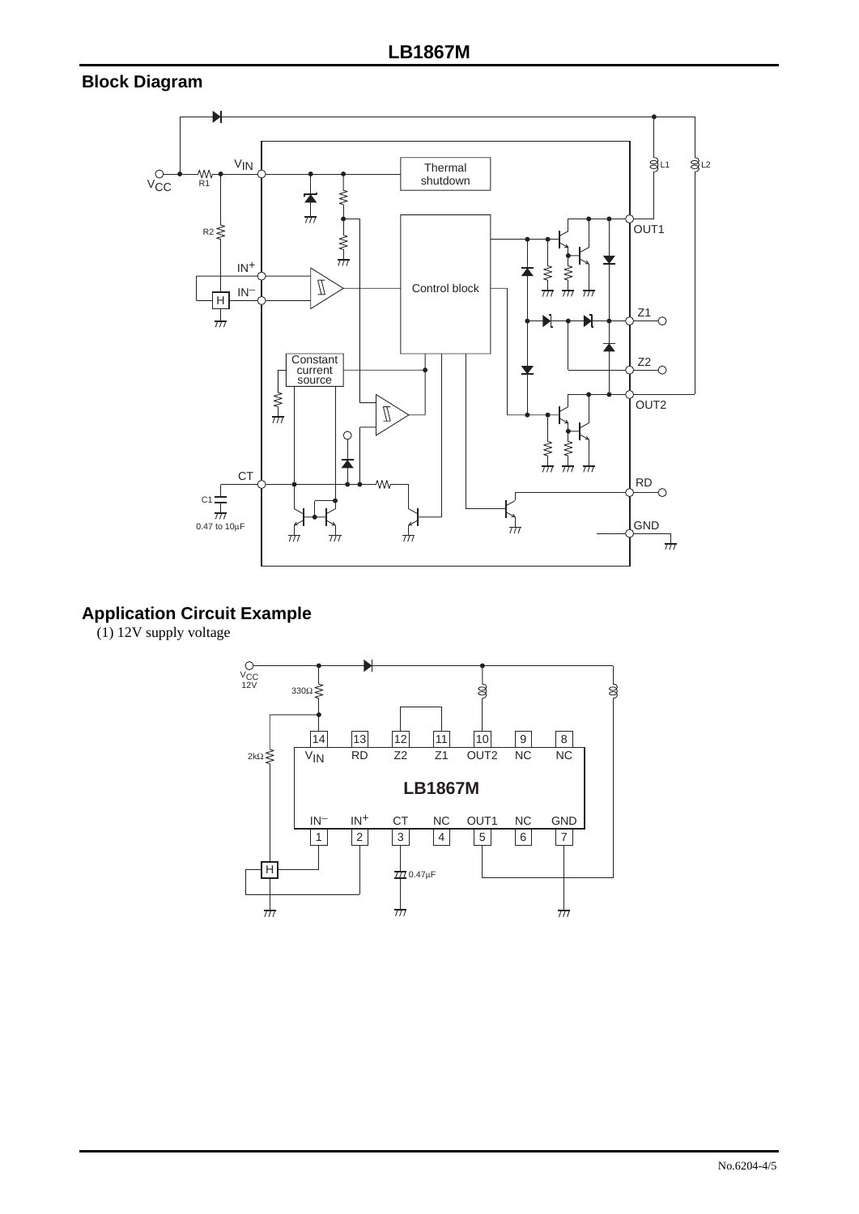## Block Diagram

## Application Circuit Example

(1) 12V supply voltage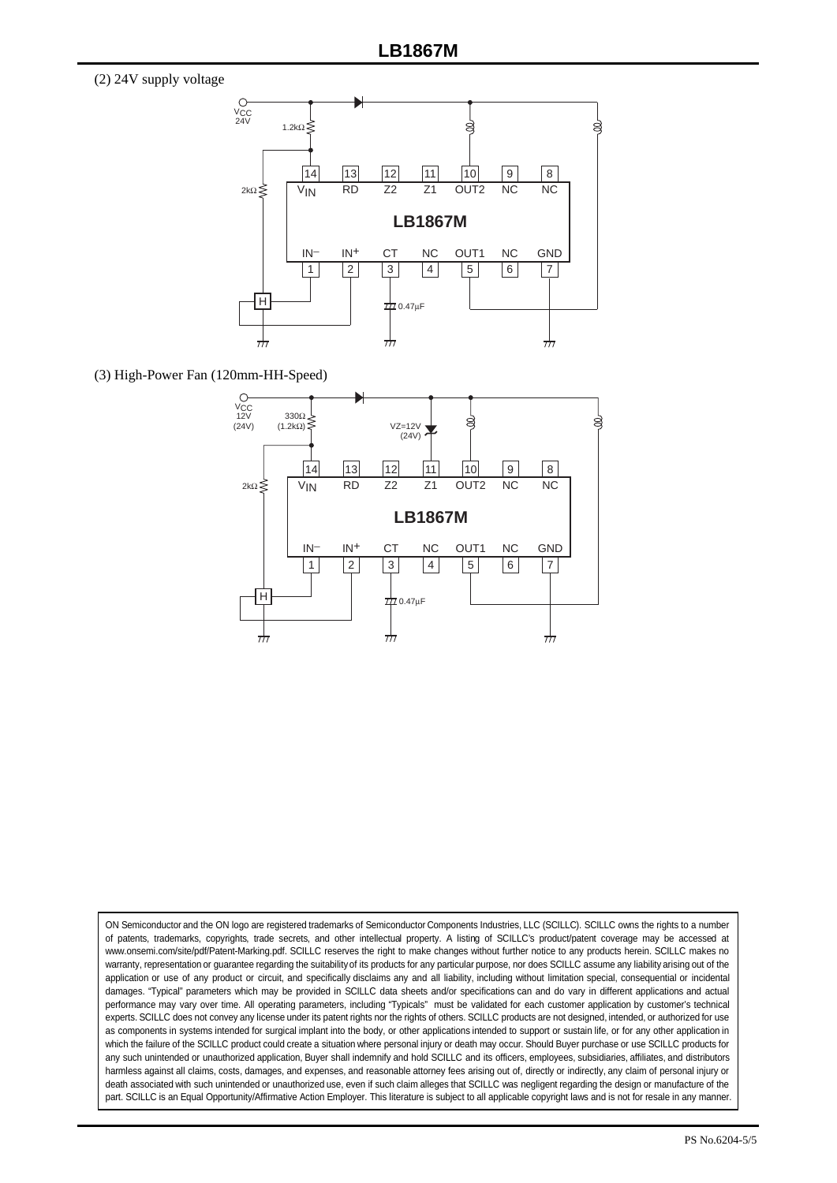(2) 24V supply voltage

VCC
24V

1.2kΩ

2kΩ

14 13 12 11 10 9 8

VIN RD Z2 Z1 OUT2 NC NC

LB1867M

IN− IN+ CT NC OUT1 NC GND

1 2 3 4 5 6 7

H

0.47μF

(3) High-Power Fan (120mm-HH-Speed)

VCC
12V
(24V)

330Ω
(1.2kΩ)

VZ=12V
(24V)

2kΩ

14 13 12 11 10 9 8

VIN RD Z2 Z1 OUT2 NC NC

LB1867M

IN− IN+ CT NC OUT1 NC GND

1 2 3 4 5 6 7

H

0.47μF

ON Semiconductor and the ON logo are registered trademarks of Semiconductor Components Industries, LLC (SCILLC). SCILLC owns the rights to a number of patents, trademarks, copyrights, trade secrets, and other intellectual property. A listing of SCILLC's product/patent coverage may be accessed at www.onsemi.com/site/pdf/Patent-Marking.pdf. SCILLC reserves the right to make changes without further notice to any products herein. SCILLC makes no warranty, representation or guarantee regarding the suitability of its products for any particular purpose, nor does SCILLC assume any liability arising out of the application or use of any product or circuit, and specifically disclaims any and all liability, including without limitation special, consequential or incidental damages. "Typical" parameters which may be provided in SCILLC data sheets and/or specifications can and do vary in different applications and actual performance may vary over time. All operating parameters, including "Typicals" must be validated for each customer application by customer's technical experts. SCILLC does not convey any license under its patent rights nor the rights of others. SCILLC products are not designed, intended, or authorized for use as components in systems intended for surgical implant into the body, or other applications intended to support or sustain life, or for any other application in which the failure of the SCILLC product could create a situation where personal injury or death may occur. Should Buyer purchase or use SCILLC products for any such unintended or unauthorized application, Buyer shall indemnify and hold SCILLC and its officers, employees, subsidiaries, affiliates, and distributors harmless against all claims, costs, damages, and expenses, and reasonable attorney fees arising out of, directly or indirectly, any claim of personal injury or death associated with such unintended or unauthorized use, even if such claim alleges that SCILLC was negligent regarding the design or manufacture of the part. SCILLC is an Equal Opportunity/Affirmative Action Employer. This literature is subject to all applicable copyright laws and is not for resale in any manner.